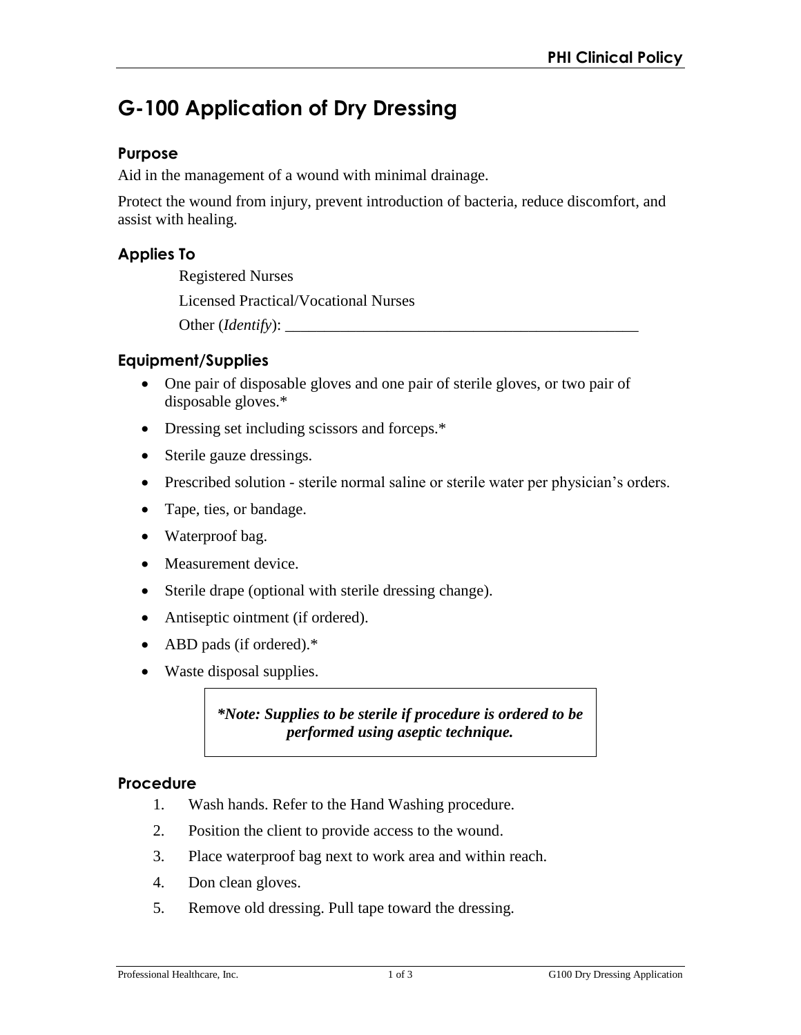# G-100 Application of Dry Dressing

## Purpose

Aid in the management of a wound with minimal drainage.

Protect the wound from injury, prevent introduction of bacteria, reduce discomfort, and assist with healing.

## Applies To

Registered Nurses

Licensed Practical/Vocational Nurses

Other (*Identify*): _______________________________________________

## Equipment/Supplies

- One pair of disposable gloves and one pair of sterile gloves, or two pair of disposable gloves.*
- Dressing set including scissors and forceps.*
- Sterile gauze dressings.
- Prescribed solution - sterile normal saline or sterile water per physician's orders.
- Tape, ties, or bandage.
- Waterproof bag.
- Measurement device.
- Sterile drape (optional with sterile dressing change).
- Antiseptic ointment (if ordered).
- ABD pads (if ordered).*
- Waste disposal supplies.

> ***Note: Supplies to be sterile if procedure is ordered to be performed using aseptic technique.***

## Procedure

1. Wash hands. Refer to the Hand Washing procedure.
2. Position the client to provide access to the wound.
3. Place waterproof bag next to work area and within reach.
4. Don clean gloves.
5. Remove old dressing. Pull tape toward the dressing.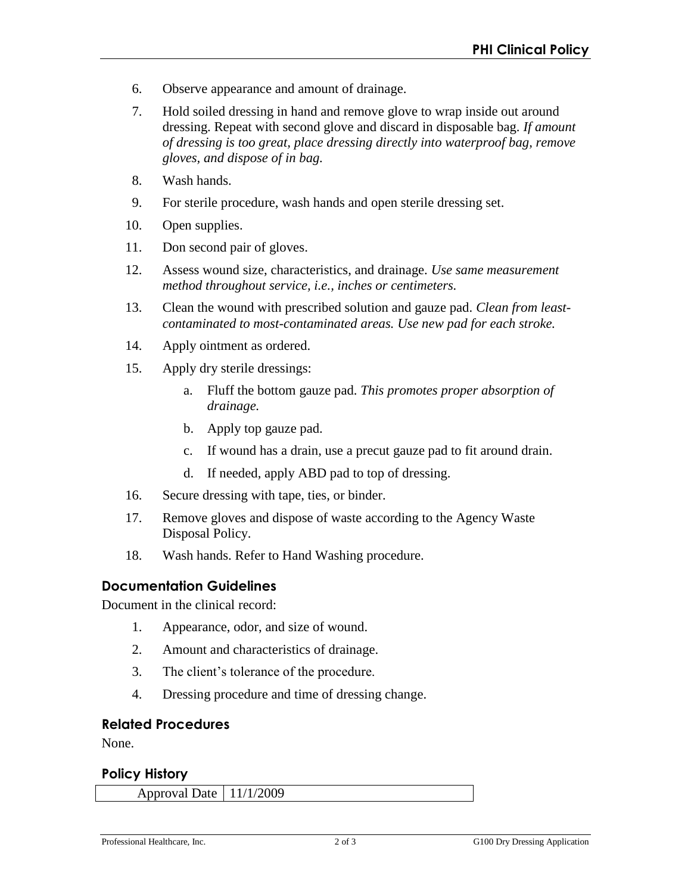6. Observe appearance and amount of drainage.
7. Hold soiled dressing in hand and remove glove to wrap inside out around dressing. Repeat with second glove and discard in disposable bag. *If amount of dressing is too great, place dressing directly into waterproof bag, remove gloves, and dispose of in bag.*
8. Wash hands.
9. For sterile procedure, wash hands and open sterile dressing set.
10. Open supplies.
11. Don second pair of gloves.
12. Assess wound size, characteristics, and drainage. *Use same measurement method throughout service, i.e., inches or centimeters.*
13. Clean the wound with prescribed solution and gauze pad. *Clean from least-contaminated to most-contaminated areas. Use new pad for each stroke.*
14. Apply ointment as ordered.
15. Apply dry sterile dressings:
    a. Fluff the bottom gauze pad. *This promotes proper absorption of drainage.*
    b. Apply top gauze pad.
    c. If wound has a drain, use a precut gauze pad to fit around drain.
    d. If needed, apply ABD pad to top of dressing.
16. Secure dressing with tape, ties, or binder.
17. Remove gloves and dispose of waste according to the Agency Waste Disposal Policy.
18. Wash hands. Refer to Hand Washing procedure.

## Documentation Guidelines

Document in the clinical record:

1. Appearance, odor, and size of wound.
2. Amount and characteristics of drainage.
3. The client's tolerance of the procedure.
4. Dressing procedure and time of dressing change.

## Related Procedures

None.

## Policy History

| Approval Date | 11/1/2009 |
|---|---|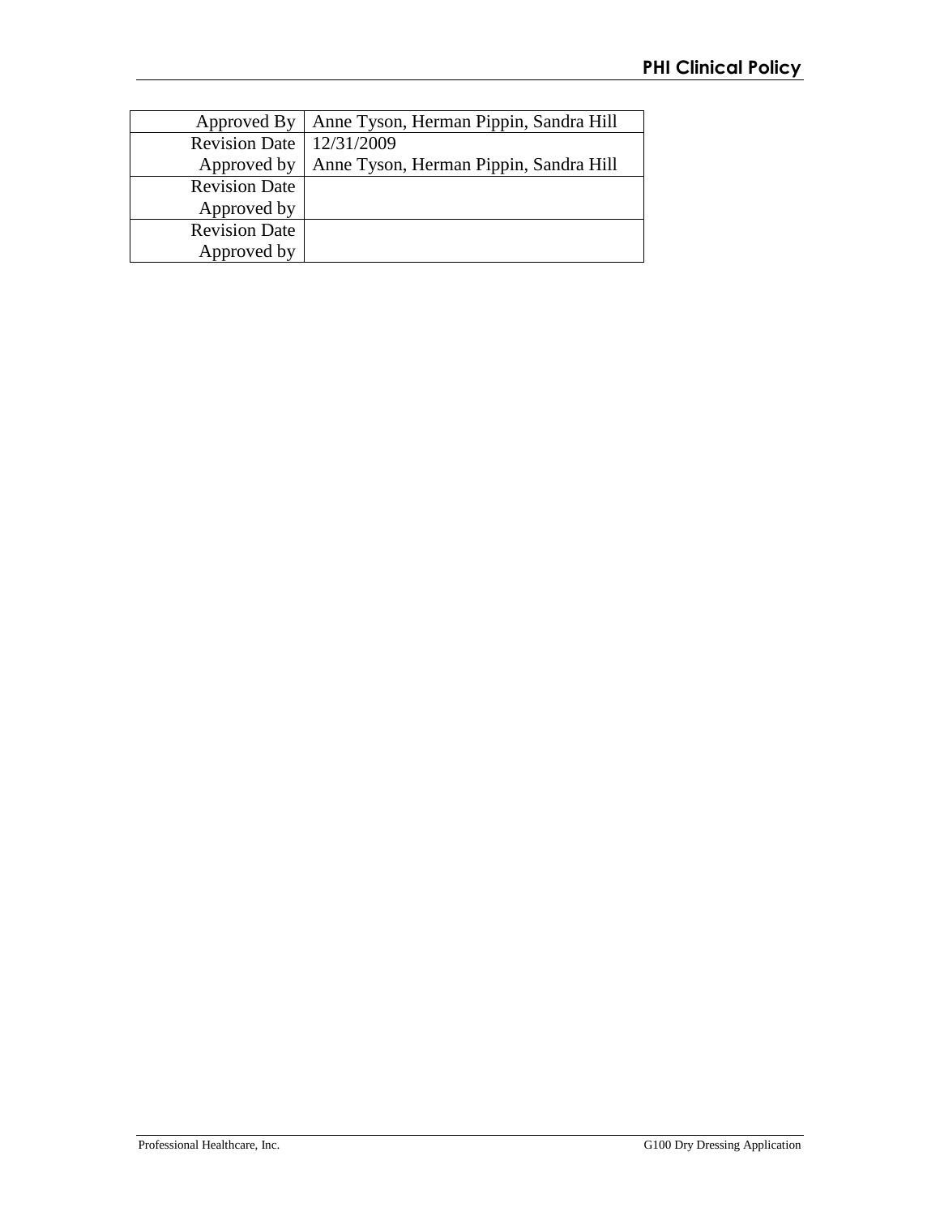| | |
|---|---|
| Approved By | Anne Tyson, Herman Pippin, Sandra Hill |
| Revision Date | 12/31/2009 |
| Approved by | Anne Tyson, Herman Pippin, Sandra Hill |
| Revision Date | |
| Approved by | |
| Revision Date | |
| Approved by | |